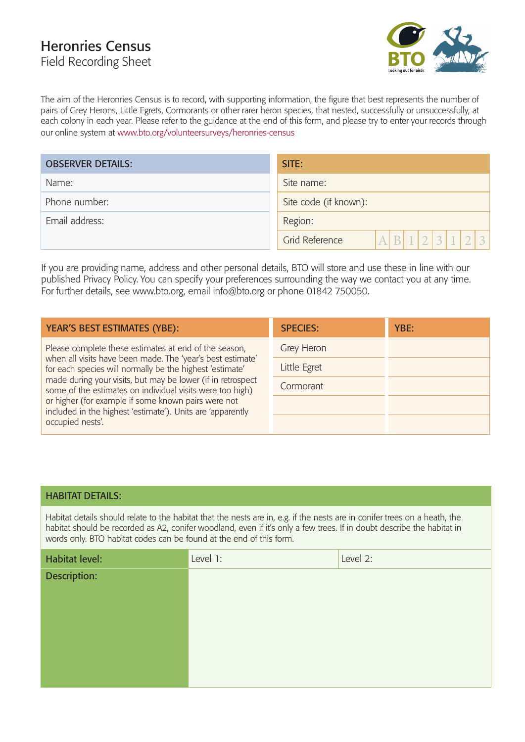# Heronries Census

Field Recording Sheet

The aim of the Heronries Census is to record, with supporting information, the figure that best represents the number of pairs of Grey Herons, Little Egrets, Cormorants or other rarer heron species, that nested, successfully or unsuccessfully, at each colony in each year. Please refer to the guidance at the end of this form, and please try to enter your records through our online system at www.bto.org/volunteersurveys/heronries-census

| OBSERVER DETAILS: |
|---|
| Name: |
| Phone number: |
| Email address: |

| SITE: | |
|---|---|
| Site name: | |
| Site code (if known): | |
| Region: | |
| Grid Reference | A B 1 2 3 1 2 3 |

If you are providing name, address and other personal details, BTO will store and use these in line with our published Privacy Policy. You can specify your preferences surrounding the way we contact you at any time. For further details, see www.bto.org, email info@bto.org or phone 01842 750050.

**YEAR'S BEST ESTIMATES (YBE):**

Please complete these estimates at end of the season, when all visits have been made. The 'year's best estimate' for each species will normally be the highest 'estimate' made during your visits, but may be lower (if in retrospect some of the estimates on individual visits were too high) or higher (for example if some known pairs were not included in the highest 'estimate'). Units are 'apparently occupied nests'.

| SPECIES: | YBE: |
|---|---|
| Grey Heron | |
| Little Egret | |
| Cormorant | |
| | |
| | |

**HABITAT DETAILS:**

Habitat details should relate to the habitat that the nests are in, e.g. if the nests are in conifer trees on a heath, the habitat should be recorded as A2, conifer woodland, even if it's only a few trees. If in doubt describe the habitat in words only. BTO habitat codes can be found at the end of this form.

| Habitat level: | Level 1: | Level 2: |
|---|---|---|
| Description: | | |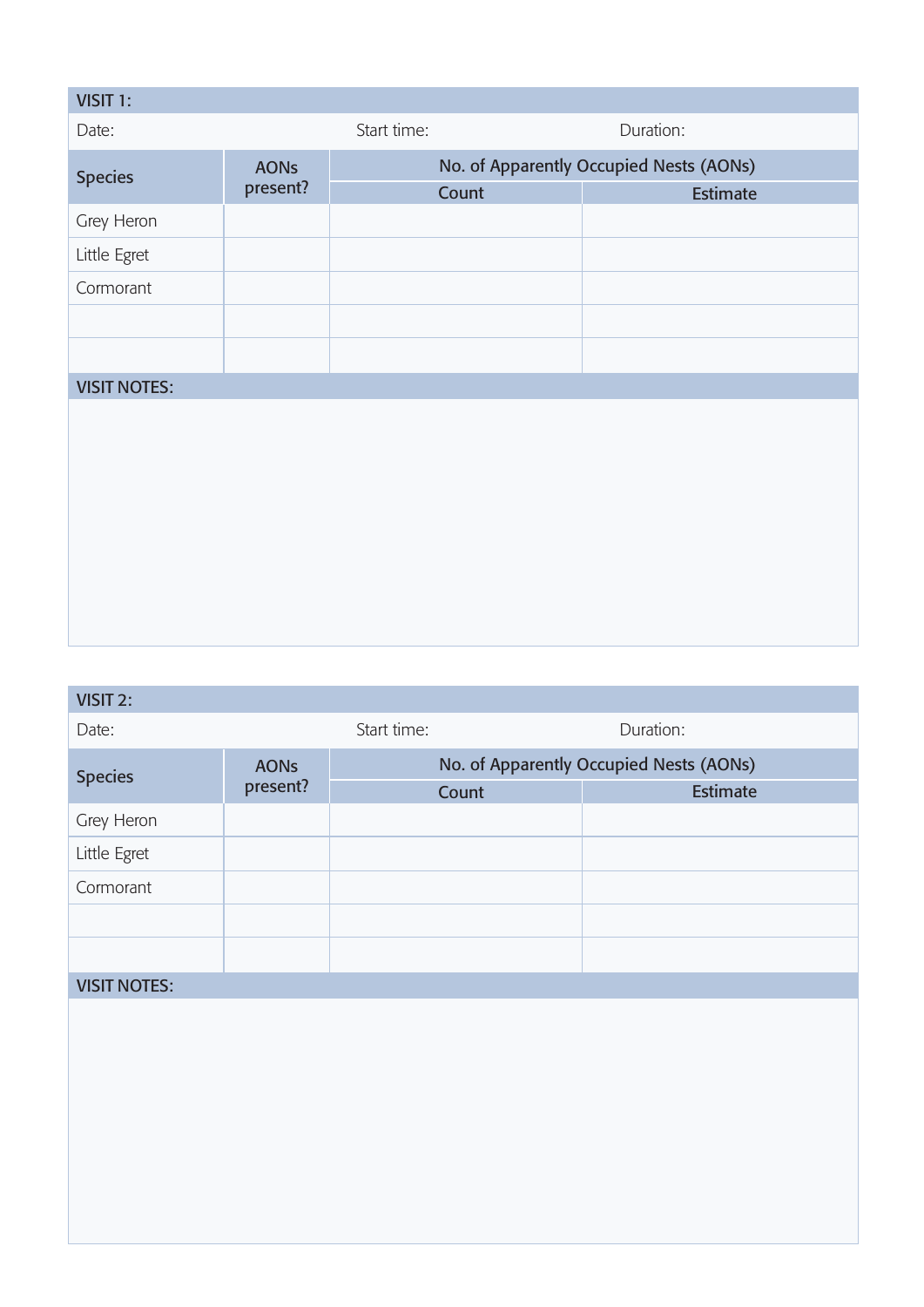**VISIT 1:**

Date: Start time: Duration:

| Species | AONs present? | No. of Apparently Occupied Nests (AONs) | |
|---|---|---|---|
| | | Count | Estimate |
| Grey Heron | | | |
| Little Egret | | | |
| Cormorant | | | |
| | | | |
| | | | |

**VISIT NOTES:**

**VISIT 2:**

Date: Start time: Duration:

| Species | AONs present? | No. of Apparently Occupied Nests (AONs) | |
|---|---|---|---|
| | | Count | Estimate |
| Grey Heron | | | |
| Little Egret | | | |
| Cormorant | | | |
| | | | |
| | | | |

**VISIT NOTES:**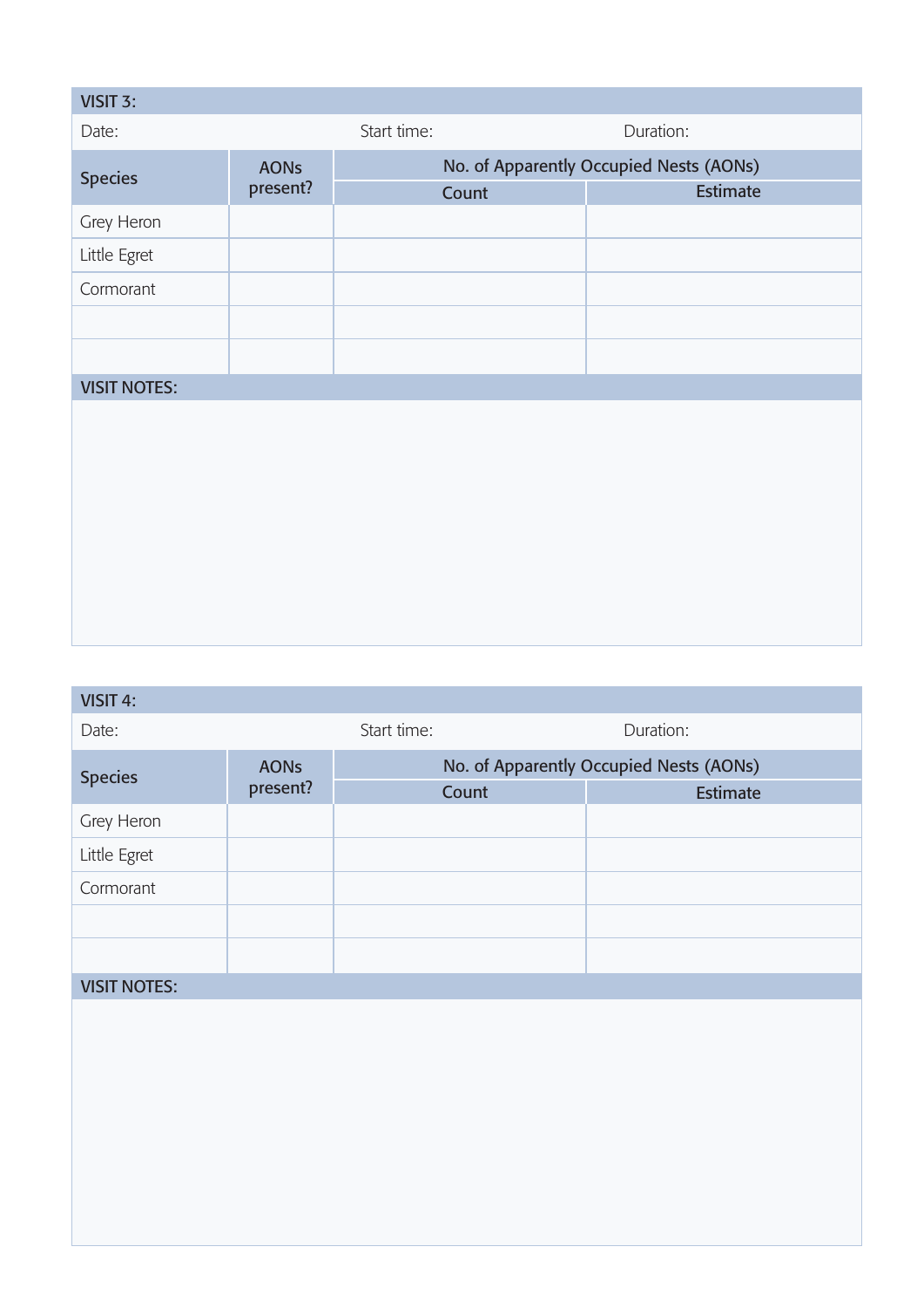**VISIT 3:**

Date: Start time: Duration:

| Species | AONs present? | No. of Apparently Occupied Nests (AONs) | |
|---|---|---|---|
| | | Count | Estimate |
| Grey Heron | | | |
| Little Egret | | | |
| Cormorant | | | |
| | | | |
| | | | |

**VISIT NOTES:**

**VISIT 4:**

Date: Start time: Duration:

| Species | AONs present? | No. of Apparently Occupied Nests (AONs) | |
|---|---|---|---|
| | | Count | Estimate |
| Grey Heron | | | |
| Little Egret | | | |
| Cormorant | | | |
| | | | |
| | | | |

**VISIT NOTES:**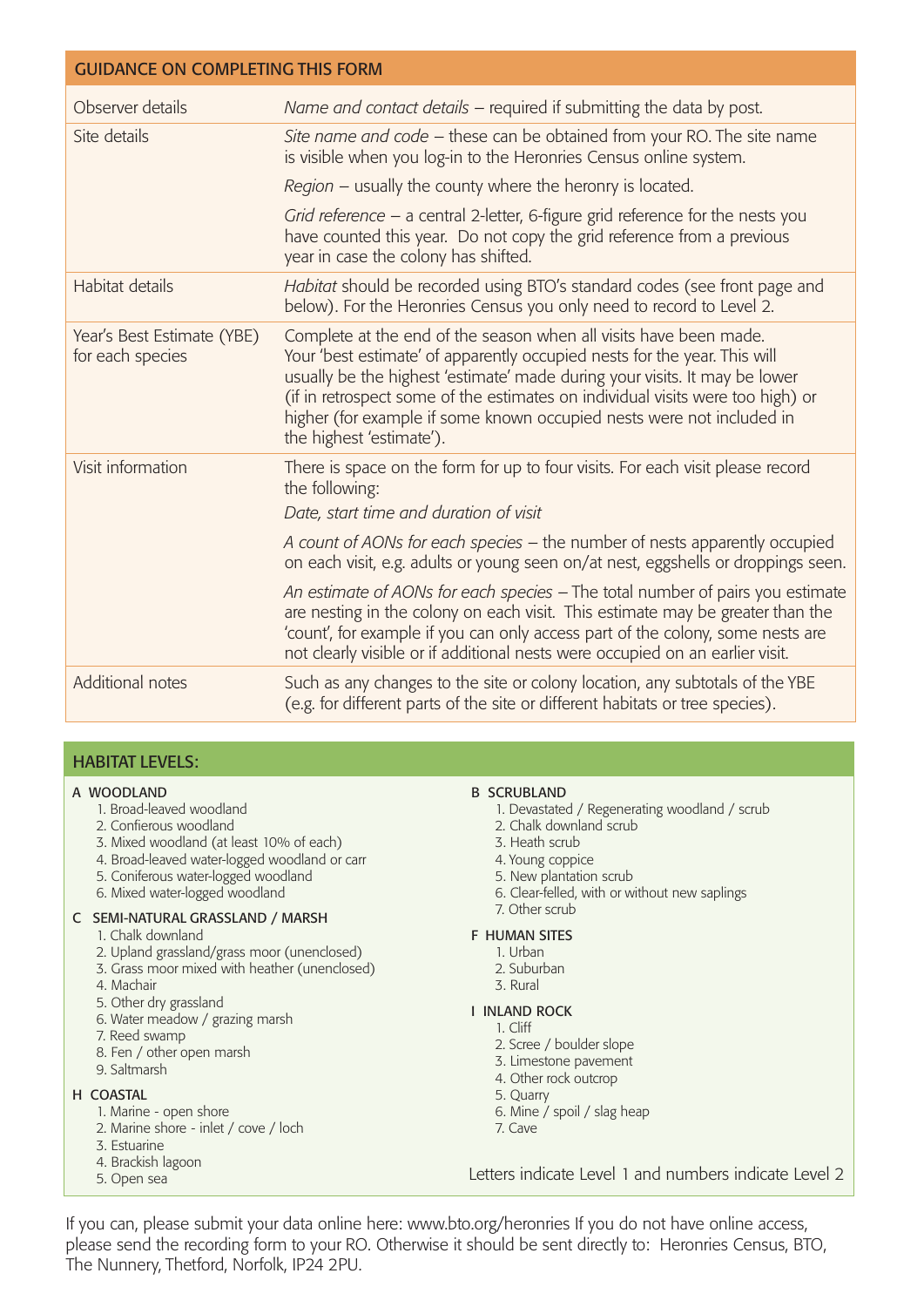## GUIDANCE ON COMPLETING THIS FORM

| | |
|---|---|
| Observer details | *Name and contact details* – required if submitting the data by post. |
| Site details | *Site name and code* – these can be obtained from your RO. The site name is visible when you log-in to the Heronries Census online system.<br><br>*Region* – usually the county where the heronry is located.<br><br>*Grid reference* – a central 2-letter, 6-figure grid reference for the nests you have counted this year. Do not copy the grid reference from a previous year in case the colony has shifted. |
| Habitat details | *Habitat* should be recorded using BTO's standard codes (see front page and below). For the Heronries Census you only need to record to Level 2. |
| Year's Best Estimate (YBE) for each species | Complete at the end of the season when all visits have been made. Your 'best estimate' of apparently occupied nests for the year. This will usually be the highest 'estimate' made during your visits. It may be lower (if in retrospect some of the estimates on individual visits were too high) or higher (for example if some known occupied nests were not included in the highest 'estimate'). |
| Visit information | There is space on the form for up to four visits. For each visit please record the following:<br>*Date, start time and duration of visit*<br><br>*A count of AONs for each species* – the number of nests apparently occupied on each visit, e.g. adults or young seen on/at nest, eggshells or droppings seen.<br><br>*An estimate of AONs for each species* – The total number of pairs you estimate are nesting in the colony on each visit. This estimate may be greater than the 'count', for example if you can only access part of the colony, some nests are not clearly visible or if additional nests were occupied on an earlier visit. |
| Additional notes | Such as any changes to the site or colony location, any subtotals of the YBE (e.g. for different parts of the site or different habitats or tree species). |

## HABITAT LEVELS:

**A WOODLAND**
1. Broad-leaved woodland
2. Confierous woodland
3. Mixed woodland (at least 10% of each)
4. Broad-leaved water-logged woodland or carr
5. Coniferous water-logged woodland
6. Mixed water-logged woodland

**C SEMI-NATURAL GRASSLAND / MARSH**
1. Chalk downland
2. Upland grassland/grass moor (unenclosed)
3. Grass moor mixed with heather (unenclosed)
4. Machair
5. Other dry grassland
6. Water meadow / grazing marsh
7. Reed swamp
8. Fen / other open marsh
9. Saltmarsh

**H COASTAL**
1. Marine - open shore
2. Marine shore - inlet / cove / loch
3. Estuarine
4. Brackish lagoon
5. Open sea

**B SCRUBLAND**
1. Devastated / Regenerating woodland / scrub
2. Chalk downland scrub
3. Heath scrub
4. Young coppice
5. New plantation scrub
6. Clear-felled, with or without new saplings
7. Other scrub

**F HUMAN SITES**
1. Urban
2. Suburban
3. Rural

**I INLAND ROCK**
1. Cliff
2. Scree / boulder slope
3. Limestone pavement
4. Other rock outcrop
5. Quarry
6. Mine / spoil / slag heap
7. Cave

Letters indicate Level 1 and numbers indicate Level 2

If you can, please submit your data online here: www.bto.org/heronries If you do not have online access, please send the recording form to your RO. Otherwise it should be sent directly to: Heronries Census, BTO, The Nunnery, Thetford, Norfolk, IP24 2PU.